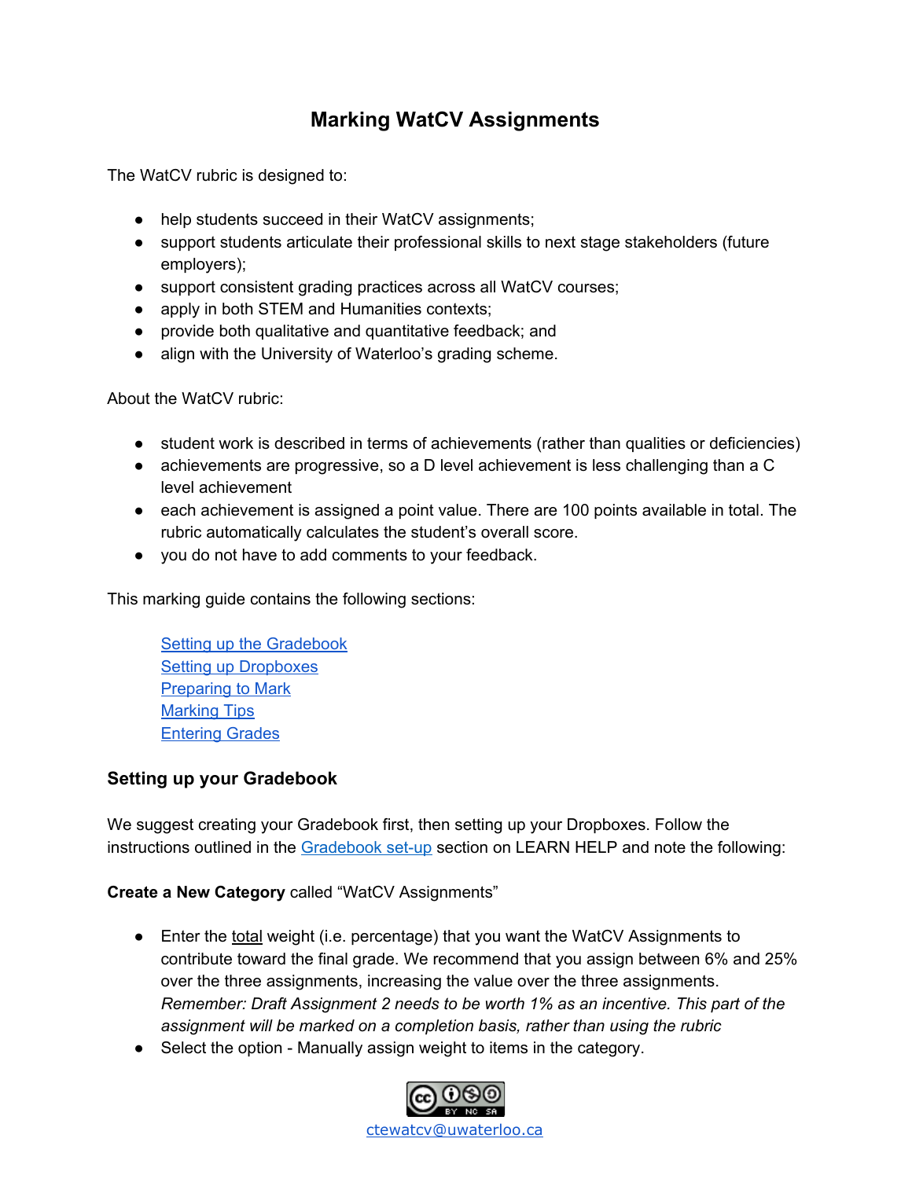# Marking WatCV Assignments

The WatCV rubric is designed to:

- help students succeed in their WatCV assignments;
- support students articulate their professional skills to next stage stakeholders (future employers);
- support consistent grading practices across all WatCV courses;
- apply in both STEM and Humanities contexts;
- provide both qualitative and quantitative feedback; and
- align with the University of Waterloo's grading scheme.

About the WatCV rubric:

- student work is described in terms of achievements (rather than qualities or deficiencies)
- achievements are progressive, so a D level achievement is less challenging than a C level achievement
- each achievement is assigned a point value. There are 100 points available in total. The rubric automatically calculates the student's overall score.
- you do not have to add comments to your feedback.

This marking guide contains the following sections:

- [Setting up the Gradebook]
- [Setting up Dropboxes]
- [Preparing to Mark]
- [Marking Tips]
- [Entering Grades]

## Setting up your Gradebook

We suggest creating your Gradebook first, then setting up your Dropboxes. Follow the instructions outlined in the [Gradebook set-up] section on LEARN HELP and note the following:

**Create a New Category** called "WatCV Assignments"

- Enter the total weight (i.e. percentage) that you want the WatCV Assignments to contribute toward the final grade. We recommend that you assign between 6% and 25% over the three assignments, increasing the value over the three assignments. *Remember: Draft Assignment 2 needs to be worth 1% as an incentive. This part of the assignment will be marked on a completion basis, rather than using the rubric*
- Select the option - Manually assign weight to items in the category.

ctewatcv@uwaterloo.ca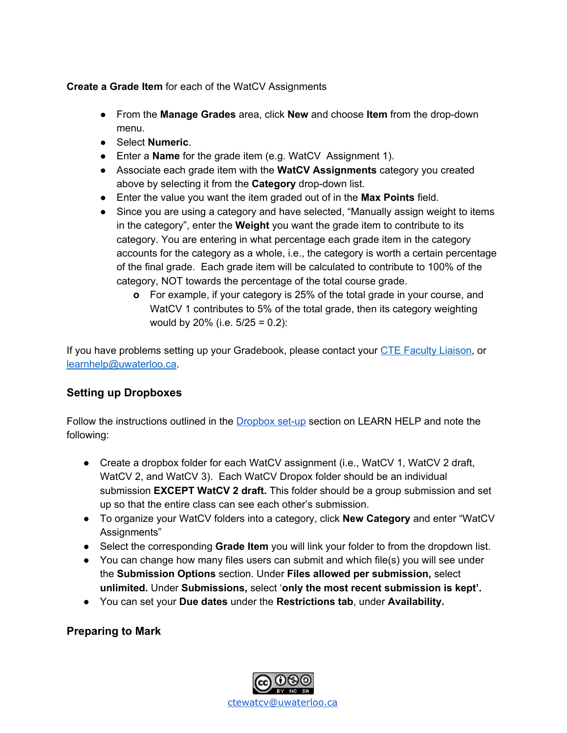**Create a Grade Item** for each of the WatCV Assignments

- From the **Manage Grades** area, click **New** and choose **Item** from the drop-down menu.
- Select **Numeric**.
- Enter a **Name** for the grade item (e.g. WatCV Assignment 1).
- Associate each grade item with the **WatCV Assignments** category you created above by selecting it from the **Category** drop-down list.
- Enter the value you want the item graded out of in the **Max Points** field.
- Since you are using a category and have selected, "Manually assign weight to items in the category", enter the **Weight** you want the grade item to contribute to its category. You are entering in what percentage each grade item in the category accounts for the category as a whole, i.e., the category is worth a certain percentage of the final grade. Each grade item will be calculated to contribute to 100% of the category, NOT towards the percentage of the total course grade.
  - For example, if your category is 25% of the total grade in your course, and WatCV 1 contributes to 5% of the total grade, then its category weighting would by 20% (i.e. 5/25 = 0.2):

If you have problems setting up your Gradebook, please contact your [CTE Faculty Liaison](), or [learnhelp@uwaterloo.ca]().

## Setting up Dropboxes

Follow the instructions outlined in the [Dropbox set-up]() section on LEARN HELP and note the following:

- Create a dropbox folder for each WatCV assignment (i.e., WatCV 1, WatCV 2 draft, WatCV 2, and WatCV 3). Each WatCV Dropox folder should be an individual submission **EXCEPT WatCV 2 draft.** This folder should be a group submission and set up so that the entire class can see each other's submission.
- To organize your WatCV folders into a category, click **New Category** and enter "WatCV Assignments"
- Select the corresponding **Grade Item** you will link your folder to from the dropdown list.
- You can change how many files users can submit and which file(s) you will see under the **Submission Options** section. Under **Files allowed per submission,** select **unlimited.** Under **Submissions,** select '**only the most recent submission is kept'.**
- You can set your **Due dates** under the **Restrictions tab**, under **Availability.**

## Preparing to Mark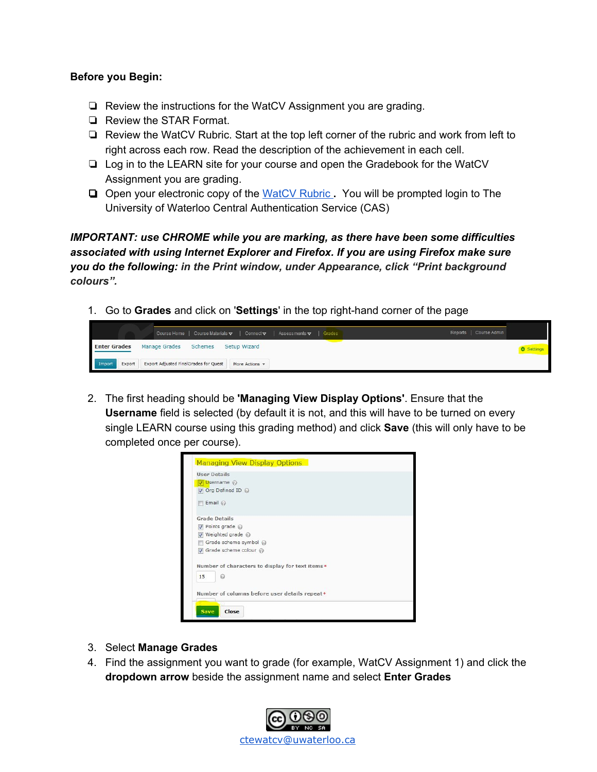**Before you Begin:**

- ❑ Review the instructions for the WatCV Assignment you are grading.
- ❑ Review the STAR Format.
- ❑ Review the WatCV Rubric. Start at the top left corner of the rubric and work from left to right across each row. Read the description of the achievement in each cell.
- ❑ Log in to the LEARN site for your course and open the Gradebook for the WatCV Assignment you are grading.
- ❑ Open your electronic copy of the WatCV Rubric . You will be prompted login to The University of Waterloo Central Authentication Service (CAS)

***IMPORTANT: use CHROME while you are marking, as there have been some difficulties associated with using Internet Explorer and Firefox. If you are using Firefox make sure you do the following: in the Print window, under Appearance, click "Print background colours".***

1. Go to **Grades** and click on '**Settings**' in the top right-hand corner of the page

2. The first heading should be **'Managing View Display Options'**. Ensure that the **Username** field is selected (by default it is not, and this will have to be turned on every single LEARN course using this grading method) and click **Save** (this will only have to be completed once per course).

3. Select **Manage Grades**
4. Find the assignment you want to grade (for example, WatCV Assignment 1) and click the **dropdown arrow** beside the assignment name and select **Enter Grades**

ctewatcv@uwaterloo.ca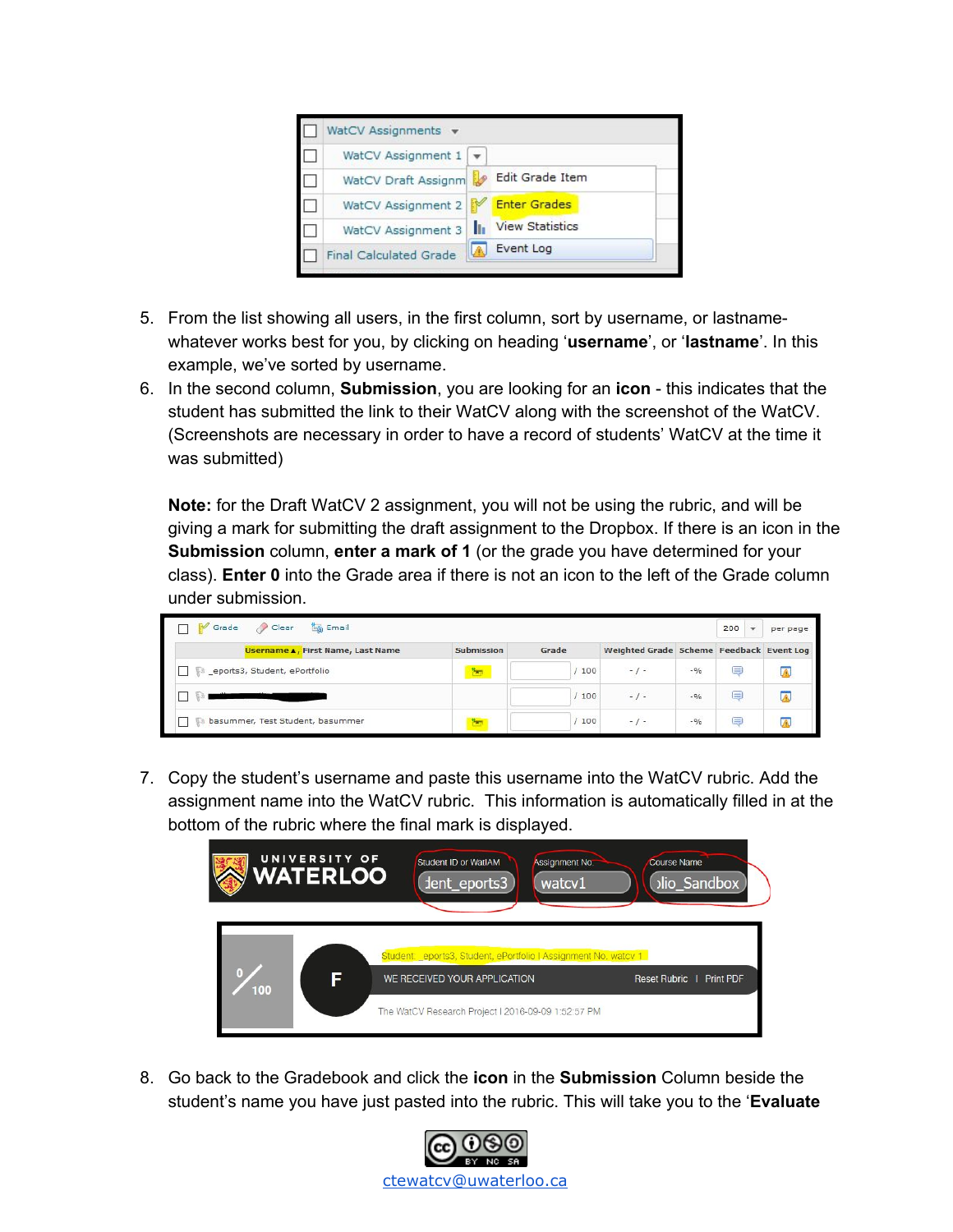5. From the list showing all users, in the first column, sort by username, or lastname- whatever works best for you, by clicking on heading '**username**', or '**lastname**'. In this example, we've sorted by username.
6. In the second column, **Submission**, you are looking for an **icon** - this indicates that the student has submitted the link to their WatCV along with the screenshot of the WatCV. (Screenshots are necessary in order to have a record of students' WatCV at the time it was submitted)

   **Note:** for the Draft WatCV 2 assignment, you will not be using the rubric, and will be giving a mark for submitting the draft assignment to the Dropbox. If there is an icon in the **Submission** column, **enter a mark of 1** (or the grade you have determined for your class). **Enter 0** into the Grade area if there is not an icon to the left of the Grade column under submission.

7. Copy the student's username and paste this username into the WatCV rubric. Add the assignment name into the WatCV rubric. This information is automatically filled in at the bottom of the rubric where the final mark is displayed.

8. Go back to the Gradebook and click the **icon** in the **Submission** Column beside the student's name you have just pasted into the rubric. This will take you to the '**Evaluate**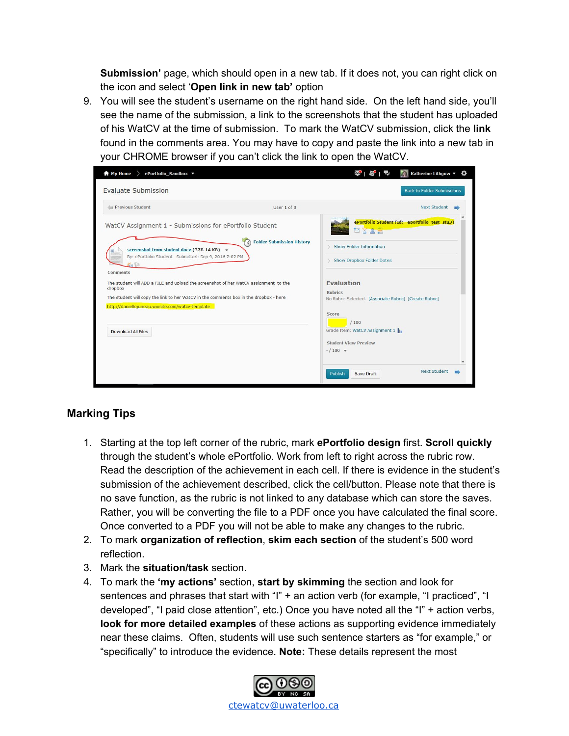Submission' page, which should open in a new tab. If it does not, you can right click on the icon and select '**Open link in new tab**' option

9. You will see the student's username on the right hand side. On the left hand side, you'll see the name of the submission, a link to the screenshots that the student has uploaded of his WatCV at the time of submission. To mark the WatCV submission, click the **link** found in the comments area. You may have to copy and paste the link into a new tab in your CHROME browser if you can't click the link to open the WatCV.

## Marking Tips

1. Starting at the top left corner of the rubric, mark **ePortfolio design** first. **Scroll quickly** through the student's whole ePortfolio. Work from left to right across the rubric row. Read the description of the achievement in each cell. If there is evidence in the student's submission of the achievement described, click the cell/button. Please note that there is no save function, as the rubric is not linked to any database which can store the saves. Rather, you will be converting the file to a PDF once you have calculated the final score. Once converted to a PDF you will not be able to make any changes to the rubric.
2. To mark **organization of reflection**, **skim each section** of the student's 500 word reflection.
3. Mark the **situation/task** section.
4. To mark the **'my actions'** section, **start by skimming** the section and look for sentences and phrases that start with "I" + an action verb (for example, "I practiced", "I developed", "I paid close attention", etc.) Once you have noted all the "I" + action verbs, **look for more detailed examples** of these actions as supporting evidence immediately near these claims. Often, students will use such sentence starters as "for example," or "specifically" to introduce the evidence. **Note:** These details represent the most

ctewatcv@uwaterloo.ca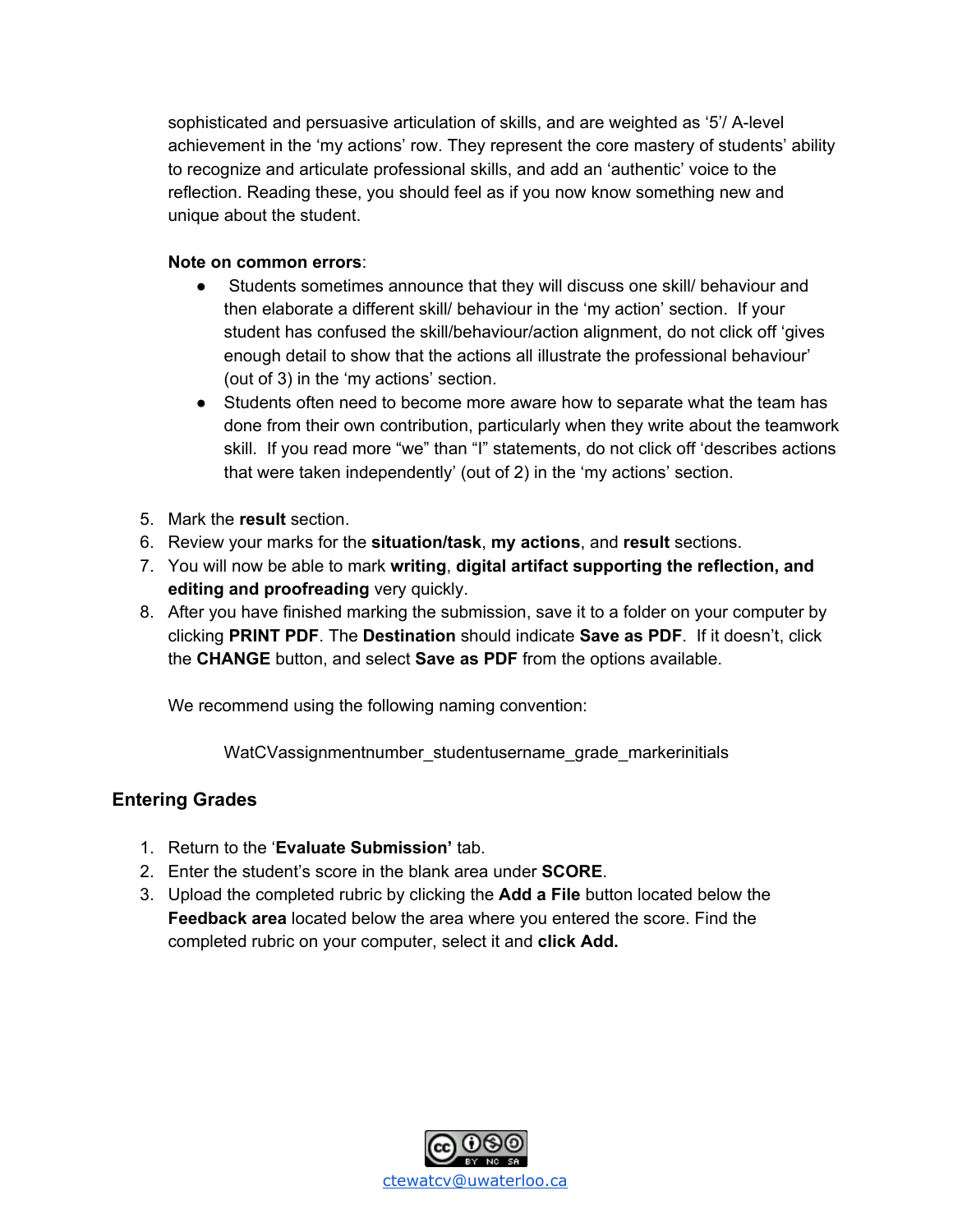sophisticated and persuasive articulation of skills, and are weighted as '5'/ A-level achievement in the 'my actions' row. They represent the core mastery of students' ability to recognize and articulate professional skills, and add an 'authentic' voice to the reflection. Reading these, you should feel as if you now know something new and unique about the student.

**Note on common errors**:

- Students sometimes announce that they will discuss one skill/ behaviour and then elaborate a different skill/ behaviour in the 'my action' section. If your student has confused the skill/behaviour/action alignment, do not click off 'gives enough detail to show that the actions all illustrate the professional behaviour' (out of 3) in the 'my actions' section.
- Students often need to become more aware how to separate what the team has done from their own contribution, particularly when they write about the teamwork skill. If you read more "we" than "I" statements, do not click off 'describes actions that were taken independently' (out of 2) in the 'my actions' section.

5. Mark the **result** section.
6. Review your marks for the **situation/task**, **my actions**, and **result** sections.
7. You will now be able to mark **writing**, **digital artifact supporting the reflection, and editing and proofreading** very quickly.
8. After you have finished marking the submission, save it to a folder on your computer by clicking **PRINT PDF**. The **Destination** should indicate **Save as PDF**. If it doesn't, click the **CHANGE** button, and select **Save as PDF** from the options available.

   We recommend using the following naming convention:

   WatCVassignmentnumber_studentusername_grade_markerinitials

## Entering Grades

1. Return to the '**Evaluate Submission'** tab.
2. Enter the student's score in the blank area under **SCORE**.
3. Upload the completed rubric by clicking the **Add a File** button located below the **Feedback area** located below the area where you entered the score. Find the completed rubric on your computer, select it and **click Add.**

ctewatcv@uwaterloo.ca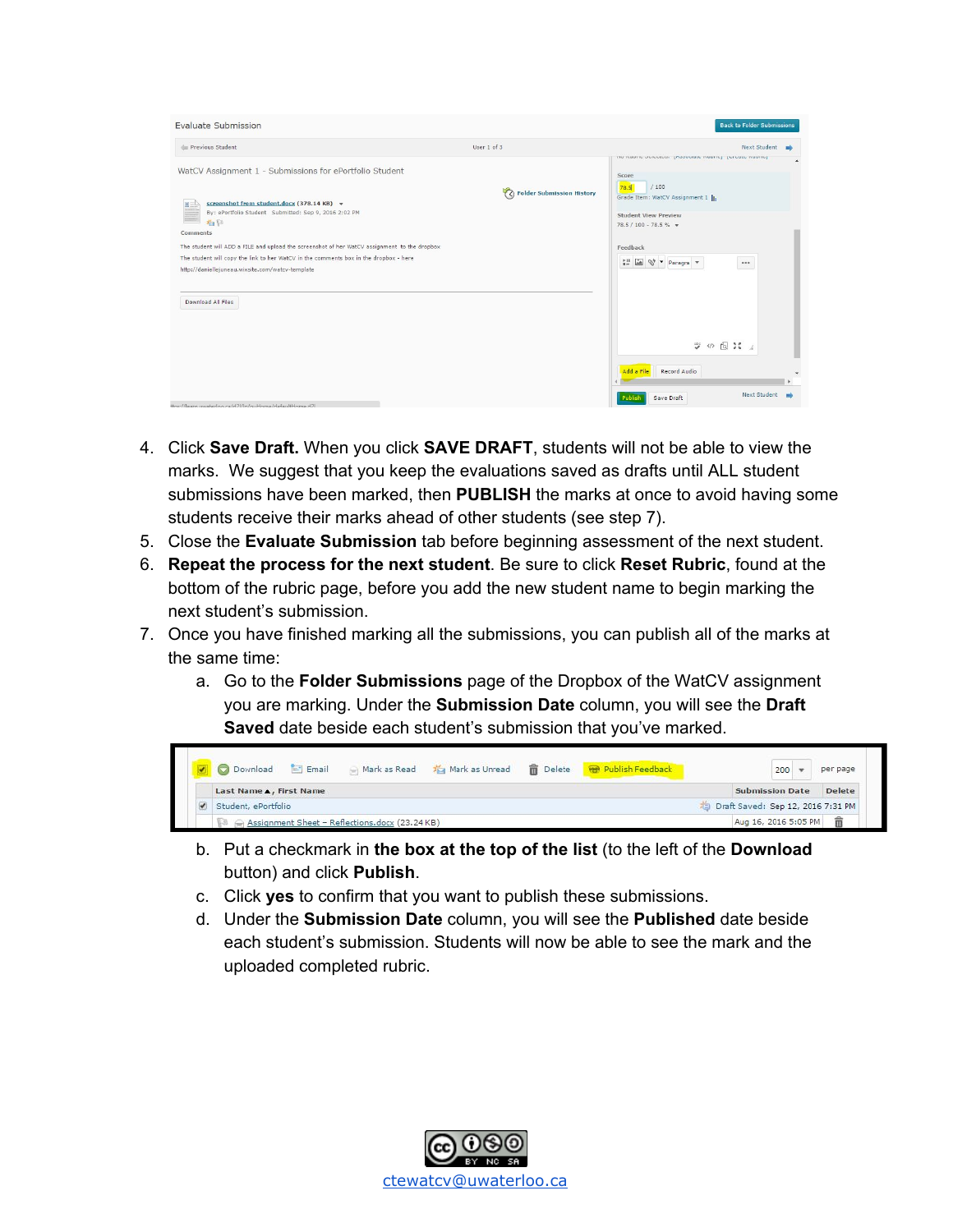4. Click **Save Draft.** When you click **SAVE DRAFT**, students will not be able to view the marks. We suggest that you keep the evaluations saved as drafts until ALL student submissions have been marked, then **PUBLISH** the marks at once to avoid having some students receive their marks ahead of other students (see step 7).
5. Close the **Evaluate Submission** tab before beginning assessment of the next student.
6. **Repeat the process for the next student**. Be sure to click **Reset Rubric**, found at the bottom of the rubric page, before you add the new student name to begin marking the next student's submission.
7. Once you have finished marking all the submissions, you can publish all of the marks at the same time:
   a. Go to the **Folder Submissions** page of the Dropbox of the WatCV assignment you are marking. Under the **Submission Date** column, you will see the **Draft Saved** date beside each student's submission that you've marked.
   b. Put a checkmark in **the box at the top of the list** (to the left of the **Download** button) and click **Publish**.
   c. Click **yes** to confirm that you want to publish these submissions.
   d. Under the **Submission Date** column, you will see the **Published** date beside each student's submission. Students will now be able to see the mark and the uploaded completed rubric.

ctewatcv@uwaterloo.ca